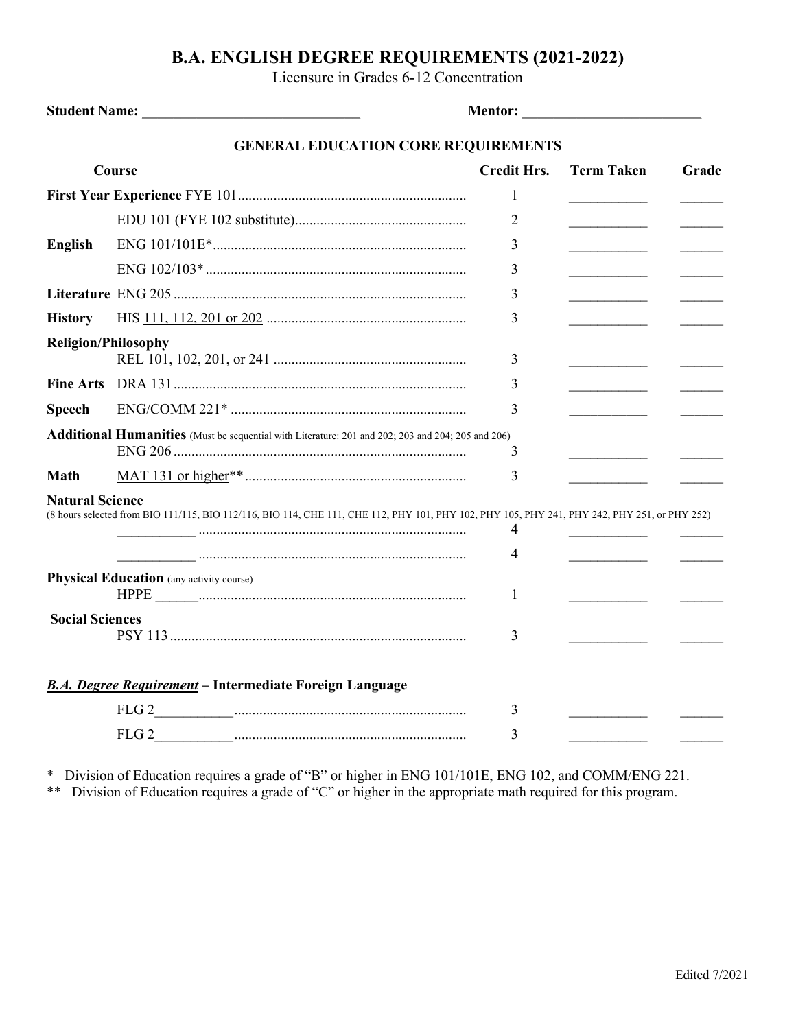# B.A. ENGLISH DEGREE REQUIREMENTS (2021-2022)

Licensure in Grades 6-12 Concentration

**Student Name:** ______________________________ **Mentor:** ________________________

## GENERAL EDUCATION CORE REQUIREMENTS

| Course | | Credit Hrs. | Term Taken | Grade |
|---|---|---|---|---|
| **First Year Experience** | FYE 101 | 1 | ___________ | ______ |
| | EDU 101 (FYE 102 substitute) | 2 | ___________ | ______ |
| **English** | ENG 101/101E* | 3 | ___________ | ______ |
| | ENG 102/103* | 3 | ___________ | ______ |
| **Literature** | ENG 205 | 3 | ___________ | ______ |
| **History** | HIS 111, 112, 201 or 202 | 3 | ___________ | ______ |
| **Religion/Philosophy** | REL 101, 102, 201, or 241 | 3 | ___________ | ______ |
| **Fine Arts** | DRA 131 | 3 | ___________ | ______ |
| **Speech** | ENG/COMM 221* | 3 | ___________ | ______ |
| **Additional Humanities** (Must be sequential with Literature: 201 and 202; 203 and 204; 205 and 206) | ENG 206 | 3 | ___________ | ______ |
| **Math** | MAT 131 or higher** | 3 | ___________ | ______ |
| **Natural Science** (8 hours selected from BIO 111/115, BIO 112/116, BIO 114, CHE 111, CHE 112, PHY 101, PHY 102, PHY 105, PHY 241, PHY 242, PHY 251, or PHY 252) | ___________ | 4 | ___________ | ______ |
| | ___________ | 4 | ___________ | ______ |
| **Physical Education** (any activity course) | HPPE ______ | 1 | ___________ | ______ |
| **Social Sciences** | PSY 113 | 3 | ___________ | ______ |

### *B.A. Degree Requirement* – Intermediate Foreign Language

| | | Credit Hrs. | Term Taken | Grade |
|---|---|---|---|---|
| | FLG 2___________ | 3 | ___________ | ______ |
| | FLG 2___________ | 3 | ___________ | ______ |

\* Division of Education requires a grade of "B" or higher in ENG 101/101E, ENG 102, and COMM/ENG 221.

** Division of Education requires a grade of "C" or higher in the appropriate math required for this program.

Edited 7/2021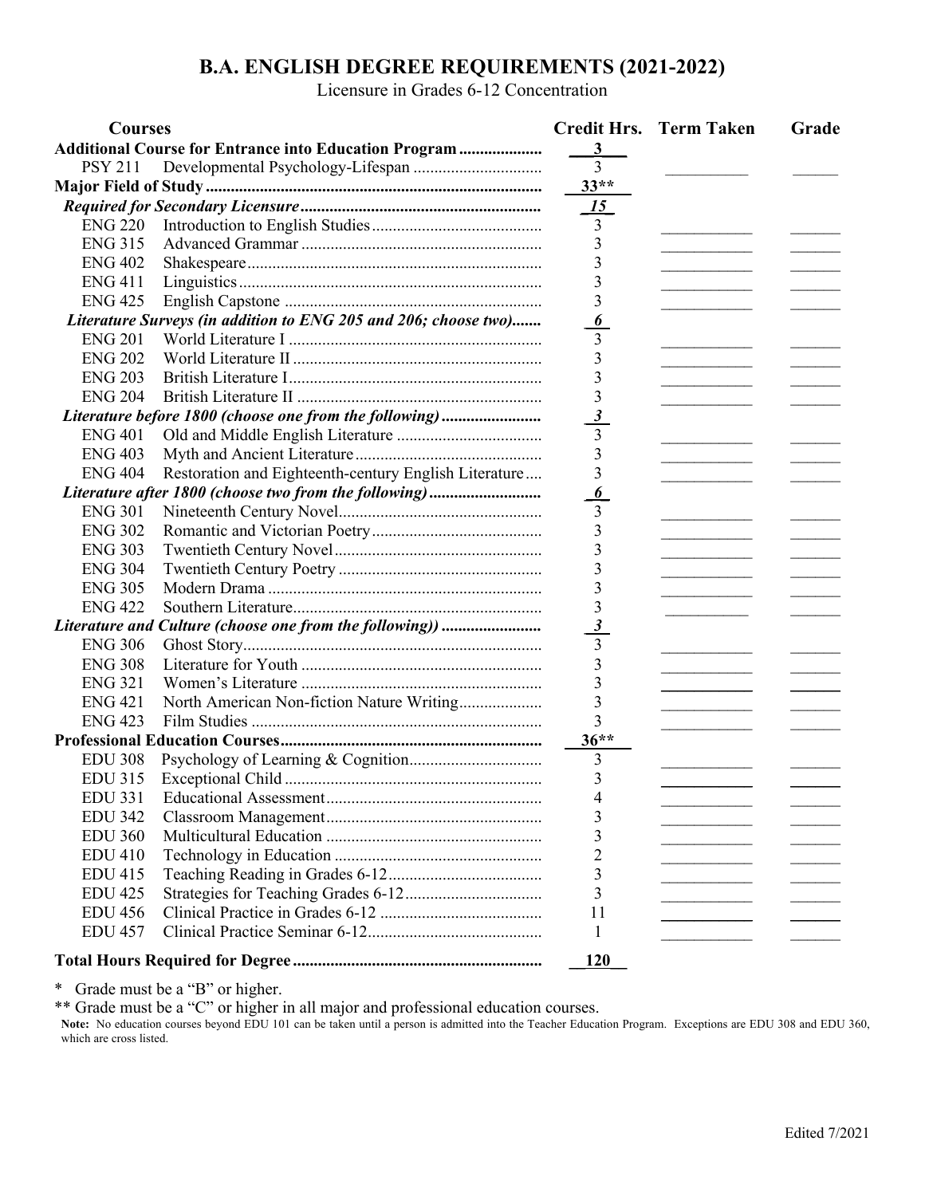# B.A. ENGLISH DEGREE REQUIREMENTS (2021-2022)

Licensure in Grades 6-12 Concentration

| Courses | | Credit Hrs. | Term Taken | Grade |
|---|---|---|---|---|
| **Additional Course for Entrance into Education Program** | | **3** | | |
| PSY 211 | Developmental Psychology-Lifespan | 3 | | |
| **Major Field of Study** | | **33**** | | |
| ***Required for Secondary Licensure*** | | ***15*** | | |
| ENG 220 | Introduction to English Studies | 3 | | |
| ENG 315 | Advanced Grammar | 3 | | |
| ENG 402 | Shakespeare | 3 | | |
| ENG 411 | Linguistics | 3 | | |
| ENG 425 | English Capstone | 3 | | |
| ***Literature Surveys (in addition to ENG 205 and 206; choose two)*** | | ***6*** | | |
| ENG 201 | World Literature I | 3 | | |
| ENG 202 | World Literature II | 3 | | |
| ENG 203 | British Literature I | 3 | | |
| ENG 204 | British Literature II | 3 | | |
| ***Literature before 1800 (choose one from the following)*** | | ***3*** | | |
| ENG 401 | Old and Middle English Literature | 3 | | |
| ENG 403 | Myth and Ancient Literature | 3 | | |
| ENG 404 | Restoration and Eighteenth-century English Literature | 3 | | |
| ***Literature after 1800 (choose two from the following)*** | | ***6*** | | |
| ENG 301 | Nineteenth Century Novel | 3 | | |
| ENG 302 | Romantic and Victorian Poetry | 3 | | |
| ENG 303 | Twentieth Century Novel | 3 | | |
| ENG 304 | Twentieth Century Poetry | 3 | | |
| ENG 305 | Modern Drama | 3 | | |
| ENG 422 | Southern Literature | 3 | | |
| ***Literature and Culture (choose one from the following))*** | | ***3*** | | |
| ENG 306 | Ghost Story | 3 | | |
| ENG 308 | Literature for Youth | 3 | | |
| ENG 321 | Women's Literature | 3 | | |
| ENG 421 | North American Non-fiction Nature Writing | 3 | | |
| ENG 423 | Film Studies | 3 | | |
| **Professional Education Courses** | | **36**** | | |
| EDU 308 | Psychology of Learning & Cognition | 3 | | |
| EDU 315 | Exceptional Child | 3 | | |
| EDU 331 | Educational Assessment | 4 | | |
| EDU 342 | Classroom Management | 3 | | |
| EDU 360 | Multicultural Education | 3 | | |
| EDU 410 | Technology in Education | 2 | | |
| EDU 415 | Teaching Reading in Grades 6-12 | 3 | | |
| EDU 425 | Strategies for Teaching Grades 6-12 | 3 | | |
| EDU 456 | Clinical Practice in Grades 6-12 | 11 | | |
| EDU 457 | Clinical Practice Seminar 6-12 | 1 | | |
| **Total Hours Required for Degree** | | **120** | | |

* Grade must be a "B" or higher.

** Grade must be a "C" or higher in all major and professional education courses.

**Note:** No education courses beyond EDU 101 can be taken until a person is admitted into the Teacher Education Program. Exceptions are EDU 308 and EDU 360, which are cross listed.

Edited 7/2021